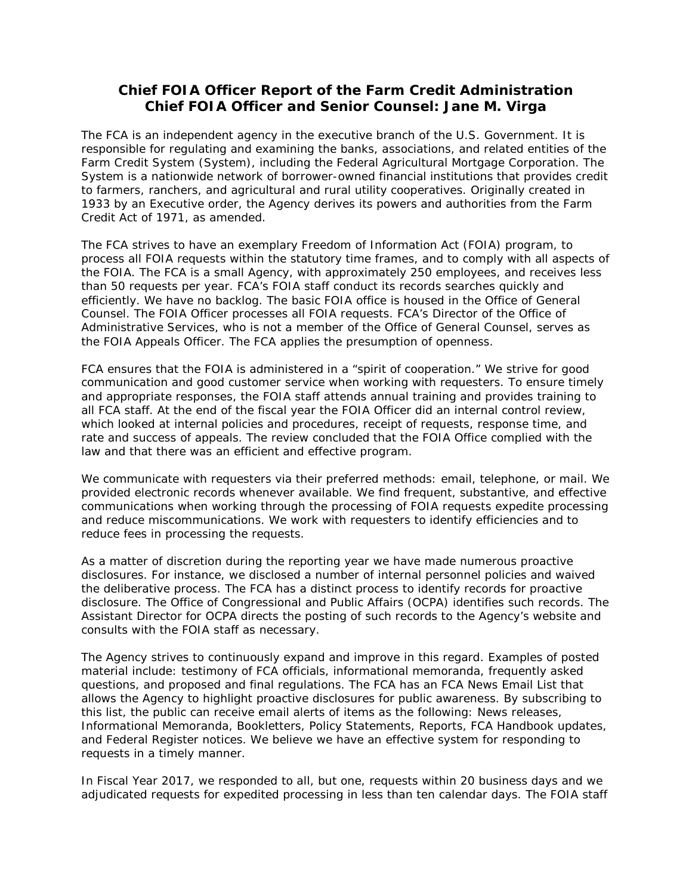# Chief FOIA Officer Report of the Farm Credit Administration
# Chief FOIA Officer and Senior Counsel: Jane M. Virga

The FCA is an independent agency in the executive branch of the U.S. Government. It is responsible for regulating and examining the banks, associations, and related entities of the Farm Credit System (System), including the Federal Agricultural Mortgage Corporation. The System is a nationwide network of borrower-owned financial institutions that provides credit to farmers, ranchers, and agricultural and rural utility cooperatives. Originally created in 1933 by an Executive order, the Agency derives its powers and authorities from the Farm Credit Act of 1971, as amended.

The FCA strives to have an exemplary Freedom of Information Act (FOIA) program, to process all FOIA requests within the statutory time frames, and to comply with all aspects of the FOIA. The FCA is a small Agency, with approximately 250 employees, and receives less than 50 requests per year. FCA's FOIA staff conduct its records searches quickly and efficiently. We have no backlog. The basic FOIA office is housed in the Office of General Counsel. The FOIA Officer processes all FOIA requests. FCA's Director of the Office of Administrative Services, who is not a member of the Office of General Counsel, serves as the FOIA Appeals Officer. The FCA applies the presumption of openness.

FCA ensures that the FOIA is administered in a "spirit of cooperation." We strive for good communication and good customer service when working with requesters. To ensure timely and appropriate responses, the FOIA staff attends annual training and provides training to all FCA staff. At the end of the fiscal year the FOIA Officer did an internal control review, which looked at internal policies and procedures, receipt of requests, response time, and rate and success of appeals. The review concluded that the FOIA Office complied with the law and that there was an efficient and effective program.

We communicate with requesters via their preferred methods: email, telephone, or mail. We provided electronic records whenever available. We find frequent, substantive, and effective communications when working through the processing of FOIA requests expedite processing and reduce miscommunications. We work with requesters to identify efficiencies and to reduce fees in processing the requests.

As a matter of discretion during the reporting year we have made numerous proactive disclosures. For instance, we disclosed a number of internal personnel policies and waived the deliberative process. The FCA has a distinct process to identify records for proactive disclosure. The Office of Congressional and Public Affairs (OCPA) identifies such records. The Assistant Director for OCPA directs the posting of such records to the Agency's website and consults with the FOIA staff as necessary.

The Agency strives to continuously expand and improve in this regard. Examples of posted material include: testimony of FCA officials, informational memoranda, frequently asked questions, and proposed and final regulations. The FCA has an FCA News Email List that allows the Agency to highlight proactive disclosures for public awareness. By subscribing to this list, the public can receive email alerts of items as the following: News releases, Informational Memoranda, Bookletters, Policy Statements, Reports, FCA Handbook updates, and Federal Register notices. We believe we have an effective system for responding to requests in a timely manner.

In Fiscal Year 2017, we responded to all, but one, requests within 20 business days and we adjudicated requests for expedited processing in less than ten calendar days. The FOIA staff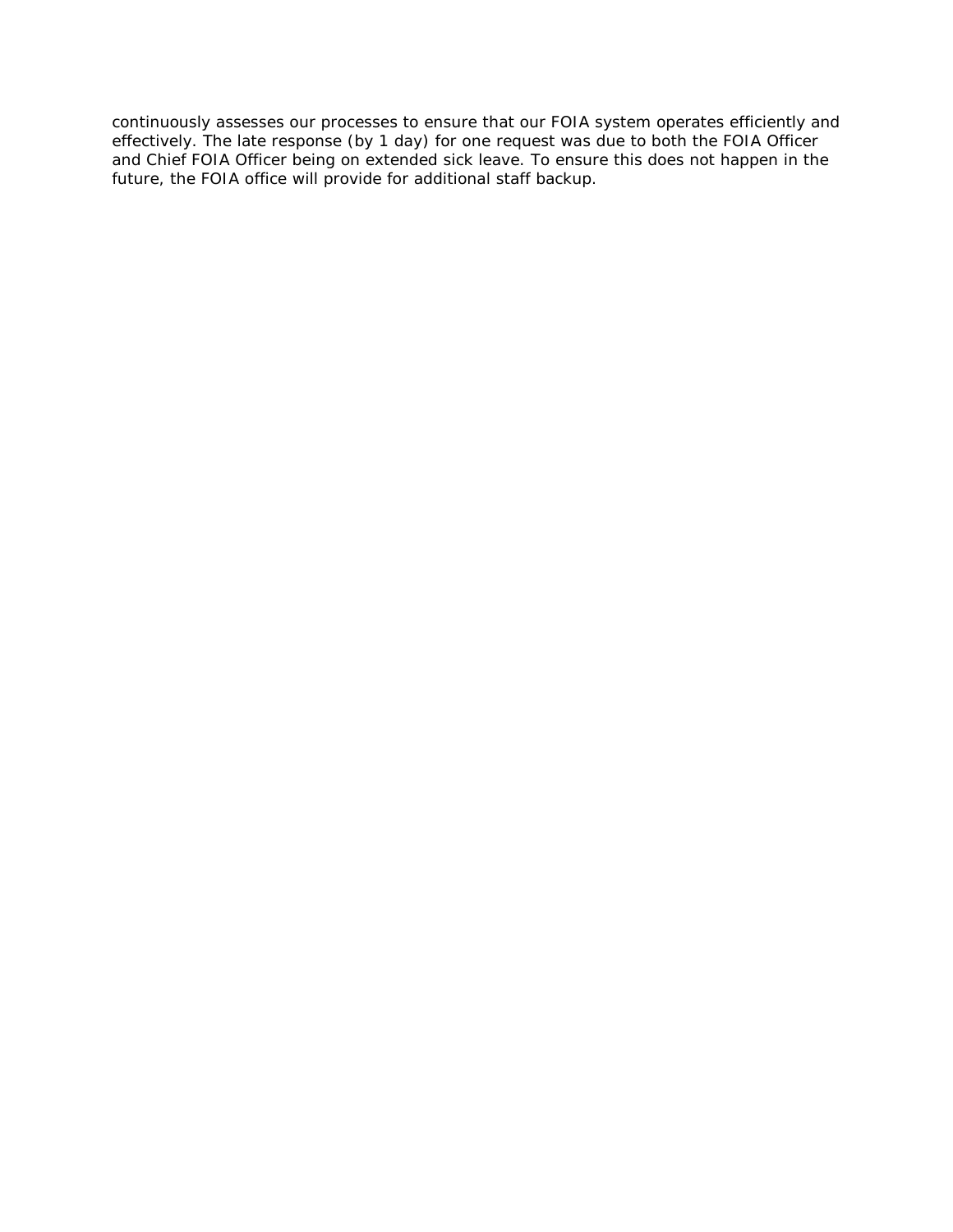continuously assesses our processes to ensure that our FOIA system operates efficiently and effectively. The late response (by 1 day) for one request was due to both the FOIA Officer and Chief FOIA Officer being on extended sick leave. To ensure this does not happen in the future, the FOIA office will provide for additional staff backup.